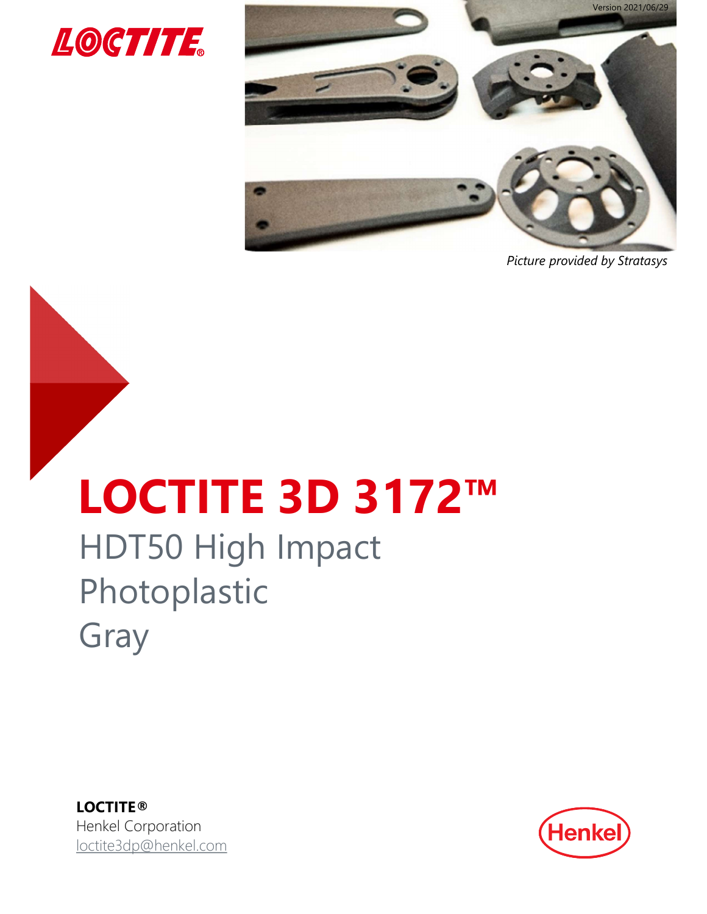Version 2021/06/29

*Picture provided by Stratasys*

# LOCTITE 3D 3172™

## HDT50 High Impact Photoplastic Gray

**LOCTITE®**
Henkel Corporation
loctite3dp@henkel.com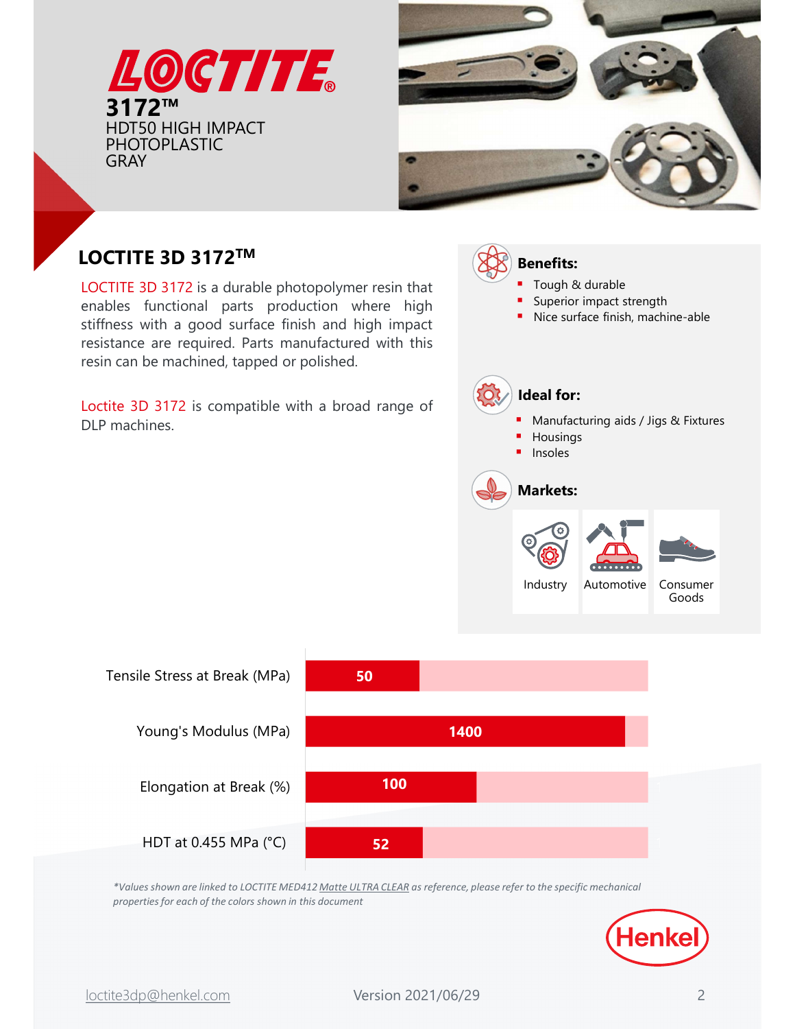# LOCTITE® 3172™

HDT50 HIGH IMPACT PHOTOPLASTIC
GRAY

## LOCTITE 3D 3172™

LOCTITE 3D 3172 is a durable photopolymer resin that enables functional parts production where high stiffness with a good surface finish and high impact resistance are required. Parts manufactured with this resin can be machined, tapped or polished.

Loctite 3D 3172 is compatible with a broad range of DLP machines.

### Benefits:

- Tough & durable
- Superior impact strength
- Nice surface finish, machine-able

### Ideal for:

- Manufacturing aids / Jigs & Fixtures
- Housings
- Insoles

### Markets:

Industry | Automotive | Consumer Goods

| Property | Value |
|---|---|
| Tensile Stress at Break (MPa) | 50 |
| Young's Modulus (MPa) | 1400 |
| Elongation at Break (%) | 100 |
| HDT at 0.455 MPa (°C) | 52 |

*\*Values shown are linked to LOCTITE MED412 Matte ULTRA CLEAR as reference, please refer to the specific mechanical properties for each of the colors shown in this document*

Henkel

loctite3dp@henkel.com

Version 2021/06/29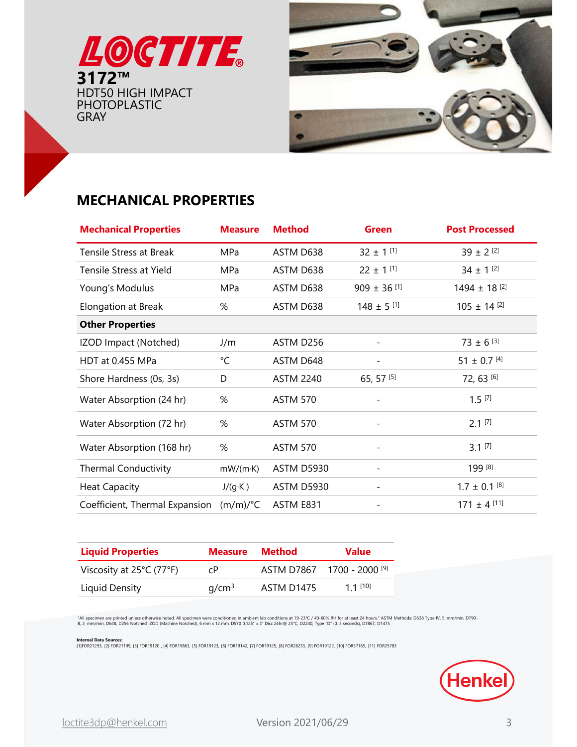# LOCTITE

**3172™**

HDT50 HIGH IMPACT PHOTOPLASTIC GRAY

## MECHANICAL PROPERTIES

| Mechanical Properties | Measure | Method | Green | Post Processed |
|---|---|---|---|---|
| Tensile Stress at Break | MPa | ASTM D638 | 32 ± 1 [1] | 39 ± 2 [2] |
| Tensile Stress at Yield | MPa | ASTM D638 | 22 ± 1 [1] | 34 ± 1 [2] |
| Young's Modulus | MPa | ASTM D638 | 909 ± 36 [1] | 1494 ± 18 [2] |
| Elongation at Break | % | ASTM D638 | 148 ± 5 [1] | 105 ± 14 [2] |
| **Other Properties** | | | | |
| IZOD Impact (Notched) | J/m | ASTM D256 | - | 73 ± 6 [3] |
| HDT at 0.455 MPa | °C | ASTM D648 | - | 51 ± 0.7 [4] |
| Shore Hardness (0s, 3s) | D | ASTM 2240 | 65, 57 [5] | 72, 63 [6] |
| Water Absorption (24 hr) | % | ASTM 570 | - | 1.5 [7] |
| Water Absorption (72 hr) | % | ASTM 570 | - | 2.1 [7] |
| Water Absorption (168 hr) | % | ASTM 570 | - | 3.1 [7] |
| Thermal Conductivity | mW/(m·K) | ASTM D5930 | - | 199 [8] |
| Heat Capacity | J/(g·K ) | ASTM D5930 | - | 1.7 ± 0.1 [8] |
| Coefficient, Thermal Expansion | (m/m)/°C | ASTM E831 | - | 171 ± 4 [11] |

| Liquid Properties | Measure | Method | Value |
|---|---|---|---|
| Viscosity at 25°C (77°F) | cP | ASTM D7867 | 1700 - 2000 [9] |
| Liquid Density | g/cm³ | ASTM D1475 | 1.1 [10] |

"All specimen are printed unless otherwise noted. All specimen were conditioned in ambient lab conditions at 19-23°C / 40-60% RH for at least 24 hours." ASTM Methods: D638 Type IV, 5 mm/min, D790-B, 2 mm/min, D648, D256 Notched IZOD (Machine Notched), 6 mm x 12 mm, D570 0.125" x 2" Disc 24hr@ 25°C, D2240, Type "D" (0, 3 seconds), D7867, D1475

**Internal Data Sources:**
[1]FOR21293, [2] FOR21199, [3] FOR19120 , [4] FOR19863, [5] FOR19123, [6] FOR19142, [7] FOR19125, [8] FOR26233, [9] FOR19122, [10] FOR37165, [11] FOR25783

Henkel

loctite3dp@henkel.com

Version 2021/06/29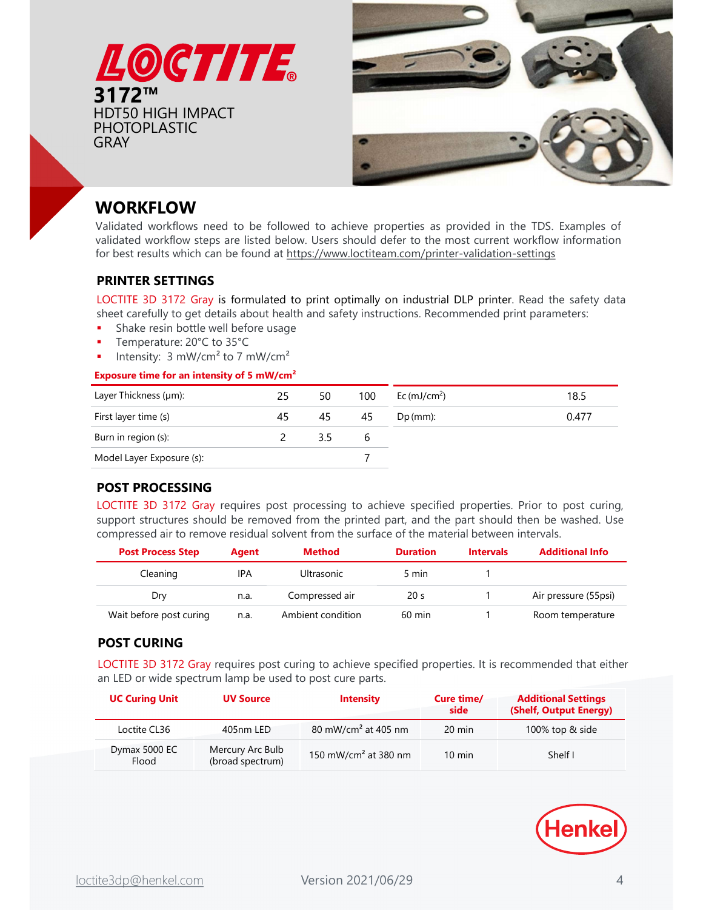**LOCTITE**

**3172™**

HDT50 HIGH IMPACT PHOTOPLASTIC GRAY

## WORKFLOW

Validated workflows need to be followed to achieve properties as provided in the TDS. Examples of validated workflow steps are listed below. Users should defer to the most current workflow information for best results which can be found at https://www.loctiteam.com/printer-validation-settings

### PRINTER SETTINGS

LOCTITE 3D 3172 Gray is formulated to print optimally on industrial DLP printer. Read the safety data sheet carefully to get details about health and safety instructions. Recommended print parameters:

- Shake resin bottle well before usage
- Temperature: 20°C to 35°C
- Intensity: 3 mW/cm² to 7 mW/cm²

**Exposure time for an intensity of 5 mW/cm²**

| Layer Thickness (µm): | 25 | 50 | 100 |
|---|---|---|---|
| First layer time (s) | 45 | 45 | 45 |
| Burn in region (s): | 2 | 3.5 | 6 |
| Model Layer Exposure (s): | | | 7 |

| Ec (mJ/cm²) | 18.5 |
|---|---|
| Dp (mm): | 0.477 |

### POST PROCESSING

LOCTITE 3D 3172 Gray requires post processing to achieve specified properties. Prior to post curing, support structures should be removed from the printed part, and the part should then be washed. Use compressed air to remove residual solvent from the surface of the material between intervals.

| Post Process Step | Agent | Method | Duration | Intervals | Additional Info |
|---|---|---|---|---|---|
| Cleaning | IPA | Ultrasonic | 5 min | 1 | |
| Dry | n.a. | Compressed air | 20 s | 1 | Air pressure (55psi) |
| Wait before post curing | n.a. | Ambient condition | 60 min | 1 | Room temperature |

### POST CURING

LOCTITE 3D 3172 Gray requires post curing to achieve specified properties. It is recommended that either an LED or wide spectrum lamp be used to post cure parts.

| UC Curing Unit | UV Source | Intensity | Cure time/ side | Additional Settings (Shelf, Output Energy) |
|---|---|---|---|---|
| Loctite CL36 | 405nm LED | 80 mW/cm² at 405 nm | 20 min | 100% top & side |
| Dymax 5000 EC Flood | Mercury Arc Bulb (broad spectrum) | 150 mW/cm² at 380 nm | 10 min | Shelf I |

Henkel

loctite3dp@henkel.com

Version 2021/06/29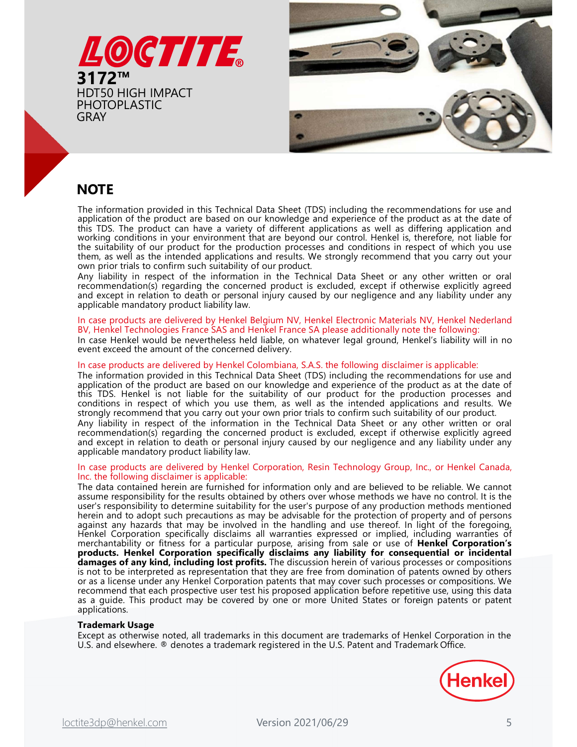# LOCTITE®

**3172™**
HDT50 HIGH IMPACT PHOTOPLASTIC
GRAY

## NOTE

The information provided in this Technical Data Sheet (TDS) including the recommendations for use and application of the product are based on our knowledge and experience of the product as at the date of this TDS. The product can have a variety of different applications as well as differing application and working conditions in your environment that are beyond our control. Henkel is, therefore, not liable for the suitability of our product for the production processes and conditions in respect of which you use them, as well as the intended applications and results. We strongly recommend that you carry out your own prior trials to confirm such suitability of our product.
Any liability in respect of the information in the Technical Data Sheet or any other written or oral recommendation(s) regarding the concerned product is excluded, except if otherwise explicitly agreed and except in relation to death or personal injury caused by our negligence and any liability under any applicable mandatory product liability law.

In case products are delivered by Henkel Belgium NV, Henkel Electronic Materials NV, Henkel Nederland BV, Henkel Technologies France SAS and Henkel France SA please additionally note the following:
In case Henkel would be nevertheless held liable, on whatever legal ground, Henkel's liability will in no event exceed the amount of the concerned delivery.

In case products are delivered by Henkel Colombiana, S.A.S. the following disclaimer is applicable:
The information provided in this Technical Data Sheet (TDS) including the recommendations for use and application of the product are based on our knowledge and experience of the product as at the date of this TDS. Henkel is not liable for the suitability of our product for the production processes and conditions in respect of which you use them, as well as the intended applications and results. We strongly recommend that you carry out your own prior trials to confirm such suitability of our product.
Any liability in respect of the information in the Technical Data Sheet or any other written or oral recommendation(s) regarding the concerned product is excluded, except if otherwise explicitly agreed and except in relation to death or personal injury caused by our negligence and any liability under any applicable mandatory product liability law.

In case products are delivered by Henkel Corporation, Resin Technology Group, Inc., or Henkel Canada, Inc. the following disclaimer is applicable:
The data contained herein are furnished for information only and are believed to be reliable. We cannot assume responsibility for the results obtained by others over whose methods we have no control. It is the user's responsibility to determine suitability for the user's purpose of any production methods mentioned herein and to adopt such precautions as may be advisable for the protection of property and of persons against any hazards that may be involved in the handling and use thereof. In light of the foregoing, Henkel Corporation specifically disclaims all warranties expressed or implied, including warranties of merchantability or fitness for a particular purpose, arising from sale or use of **Henkel Corporation's products. Henkel Corporation specifically disclaims any liability for consequential or incidental damages of any kind, including lost profits.** The discussion herein of various processes or compositions is not to be interpreted as representation that they are free from domination of patents owned by others or as a license under any Henkel Corporation patents that may cover such processes or compositions. We recommend that each prospective user test his proposed application before repetitive use, using this data as a guide. This product may be covered by one or more United States or foreign patents or patent applications.

**Trademark Usage**
Except as otherwise noted, all trademarks in this document are trademarks of Henkel Corporation in the U.S. and elsewhere. ® denotes a trademark registered in the U.S. Patent and Trademark Office.

Henkel

loctite3dp@henkel.com Version 2021/06/29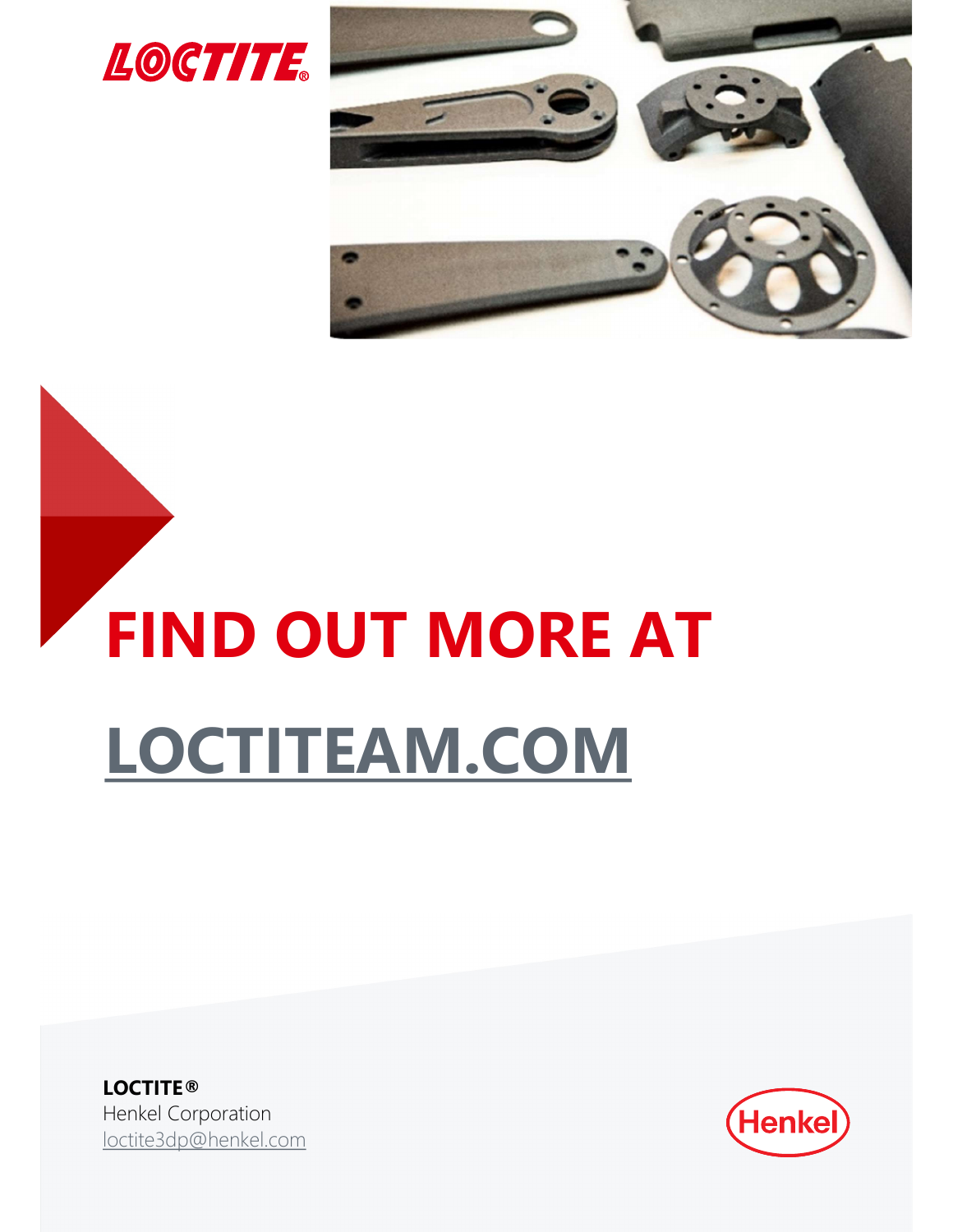# FIND OUT MORE AT

# LOCTITEAM.COM

**LOCTITE®**
Henkel Corporation
loctite3dp@henkel.com